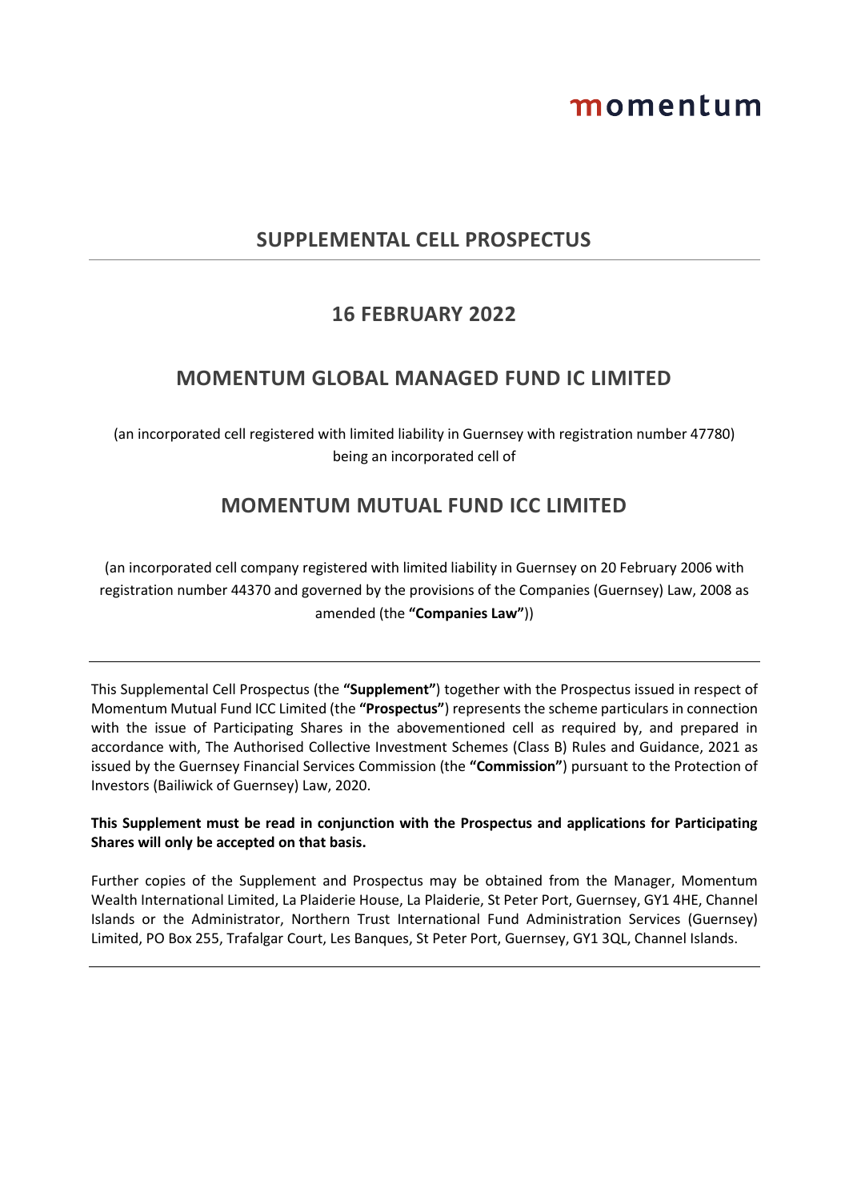momentum

## SUPPLEMENTAL CELL PROSPECTUS

## 16 FEBRUARY 2022

# MOMENTUM GLOBAL MANAGED FUND IC LIMITED

(an incorporated cell registered with limited liability in Guernsey with registration number 47780) being an incorporated cell of

# MOMENTUM MUTUAL FUND ICC LIMITED

(an incorporated cell company registered with limited liability in Guernsey on 20 February 2006 with registration number 44370 and governed by the provisions of the Companies (Guernsey) Law, 2008 as amended (the **"Companies Law"**))

---

This Supplemental Cell Prospectus (the **"Supplement"**) together with the Prospectus issued in respect of Momentum Mutual Fund ICC Limited (the **"Prospectus"**) represents the scheme particulars in connection with the issue of Participating Shares in the abovementioned cell as required by, and prepared in accordance with, The Authorised Collective Investment Schemes (Class B) Rules and Guidance, 2021 as issued by the Guernsey Financial Services Commission (the **"Commission"**) pursuant to the Protection of Investors (Bailiwick of Guernsey) Law, 2020.

**This Supplement must be read in conjunction with the Prospectus and applications for Participating Shares will only be accepted on that basis.**

Further copies of the Supplement and Prospectus may be obtained from the Manager, Momentum Wealth International Limited, La Plaiderie House, La Plaiderie, St Peter Port, Guernsey, GY1 4HE, Channel Islands or the Administrator, Northern Trust International Fund Administration Services (Guernsey) Limited, PO Box 255, Trafalgar Court, Les Banques, St Peter Port, Guernsey, GY1 3QL, Channel Islands.

---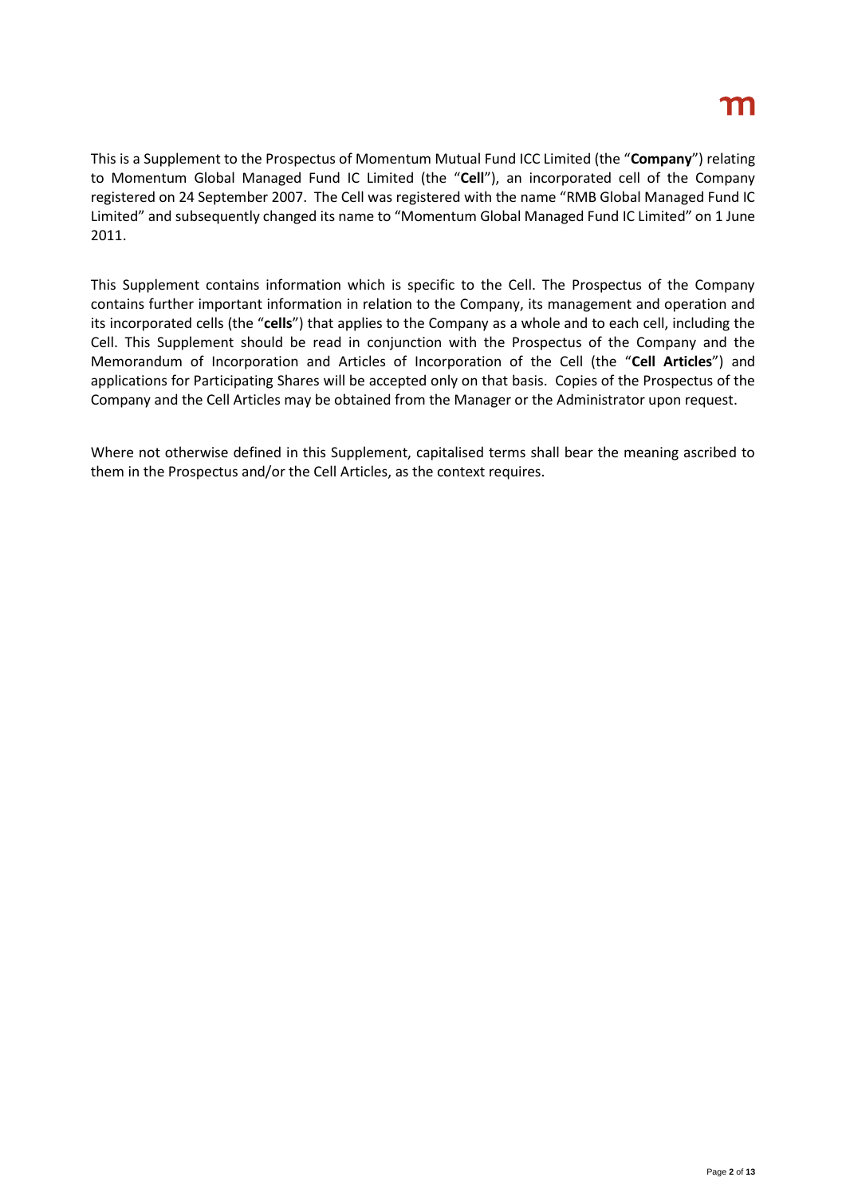This is a Supplement to the Prospectus of Momentum Mutual Fund ICC Limited (the "**Company**") relating to Momentum Global Managed Fund IC Limited (the "**Cell**"), an incorporated cell of the Company registered on 24 September 2007. The Cell was registered with the name "RMB Global Managed Fund IC Limited" and subsequently changed its name to "Momentum Global Managed Fund IC Limited" on 1 June 2011.

This Supplement contains information which is specific to the Cell. The Prospectus of the Company contains further important information in relation to the Company, its management and operation and its incorporated cells (the "**cells**") that applies to the Company as a whole and to each cell, including the Cell. This Supplement should be read in conjunction with the Prospectus of the Company and the Memorandum of Incorporation and Articles of Incorporation of the Cell (the "**Cell Articles**") and applications for Participating Shares will be accepted only on that basis. Copies of the Prospectus of the Company and the Cell Articles may be obtained from the Manager or the Administrator upon request.

Where not otherwise defined in this Supplement, capitalised terms shall bear the meaning ascribed to them in the Prospectus and/or the Cell Articles, as the context requires.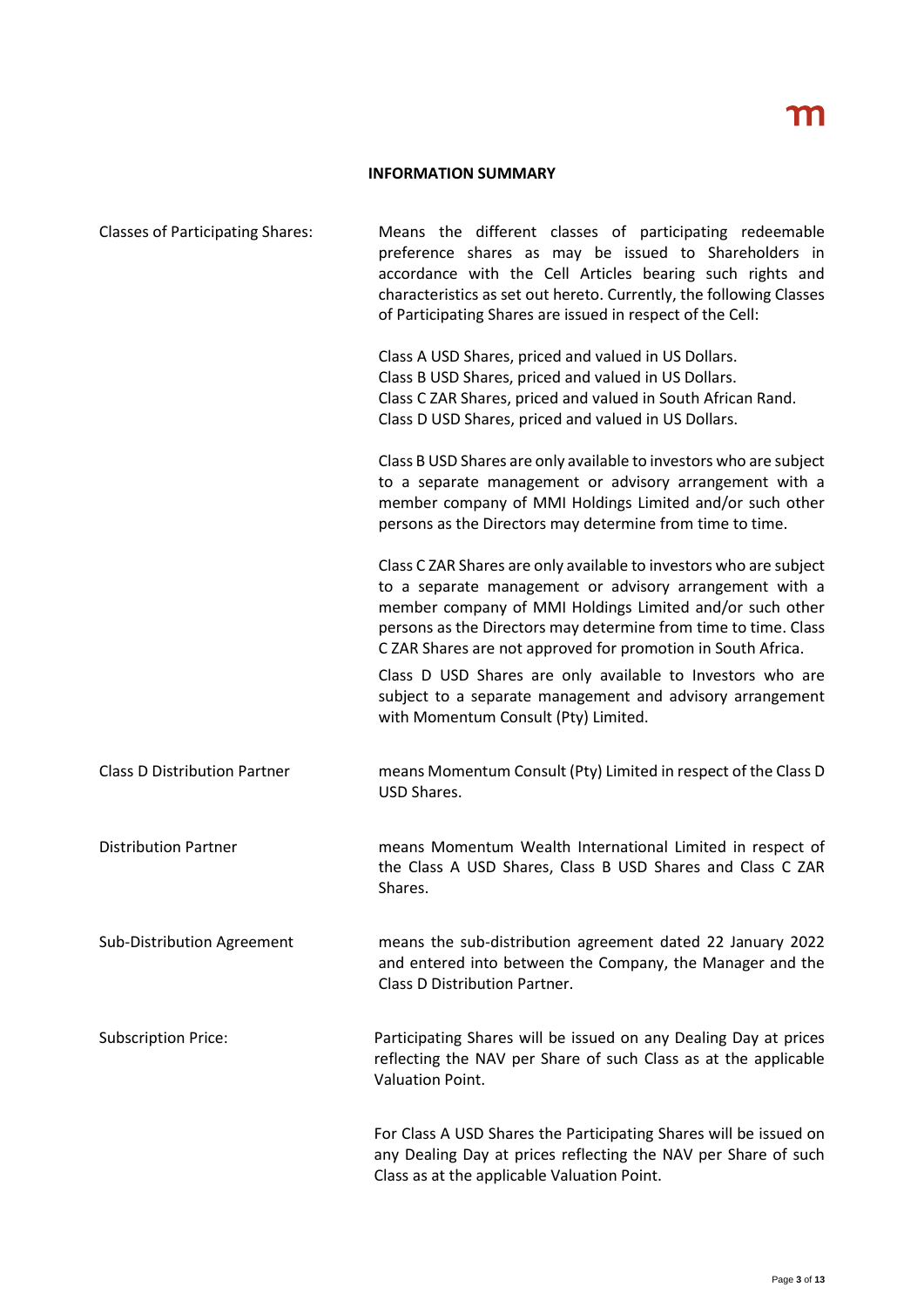## INFORMATION SUMMARY

| | |
|---|---|
| Classes of Participating Shares: | Means the different classes of participating redeemable preference shares as may be issued to Shareholders in accordance with the Cell Articles bearing such rights and characteristics as set out hereto. Currently, the following Classes of Participating Shares are issued in respect of the Cell:<br><br>Class A USD Shares, priced and valued in US Dollars.<br>Class B USD Shares, priced and valued in US Dollars.<br>Class C ZAR Shares, priced and valued in South African Rand.<br>Class D USD Shares, priced and valued in US Dollars.<br><br>Class B USD Shares are only available to investors who are subject to a separate management or advisory arrangement with a member company of MMI Holdings Limited and/or such other persons as the Directors may determine from time to time.<br><br>Class C ZAR Shares are only available to investors who are subject to a separate management or advisory arrangement with a member company of MMI Holdings Limited and/or such other persons as the Directors may determine from time to time. Class C ZAR Shares are not approved for promotion in South Africa.<br><br>Class D USD Shares are only available to Investors who are subject to a separate management and advisory arrangement with Momentum Consult (Pty) Limited. |
| Class D Distribution Partner | means Momentum Consult (Pty) Limited in respect of the Class D USD Shares. |
| Distribution Partner | means Momentum Wealth International Limited in respect of the Class A USD Shares, Class B USD Shares and Class C ZAR Shares. |
| Sub-Distribution Agreement | means the sub-distribution agreement dated 22 January 2022 and entered into between the Company, the Manager and the Class D Distribution Partner. |
| Subscription Price: | Participating Shares will be issued on any Dealing Day at prices reflecting the NAV per Share of such Class as at the applicable Valuation Point.<br><br>For Class A USD Shares the Participating Shares will be issued on any Dealing Day at prices reflecting the NAV per Share of such Class as at the applicable Valuation Point. |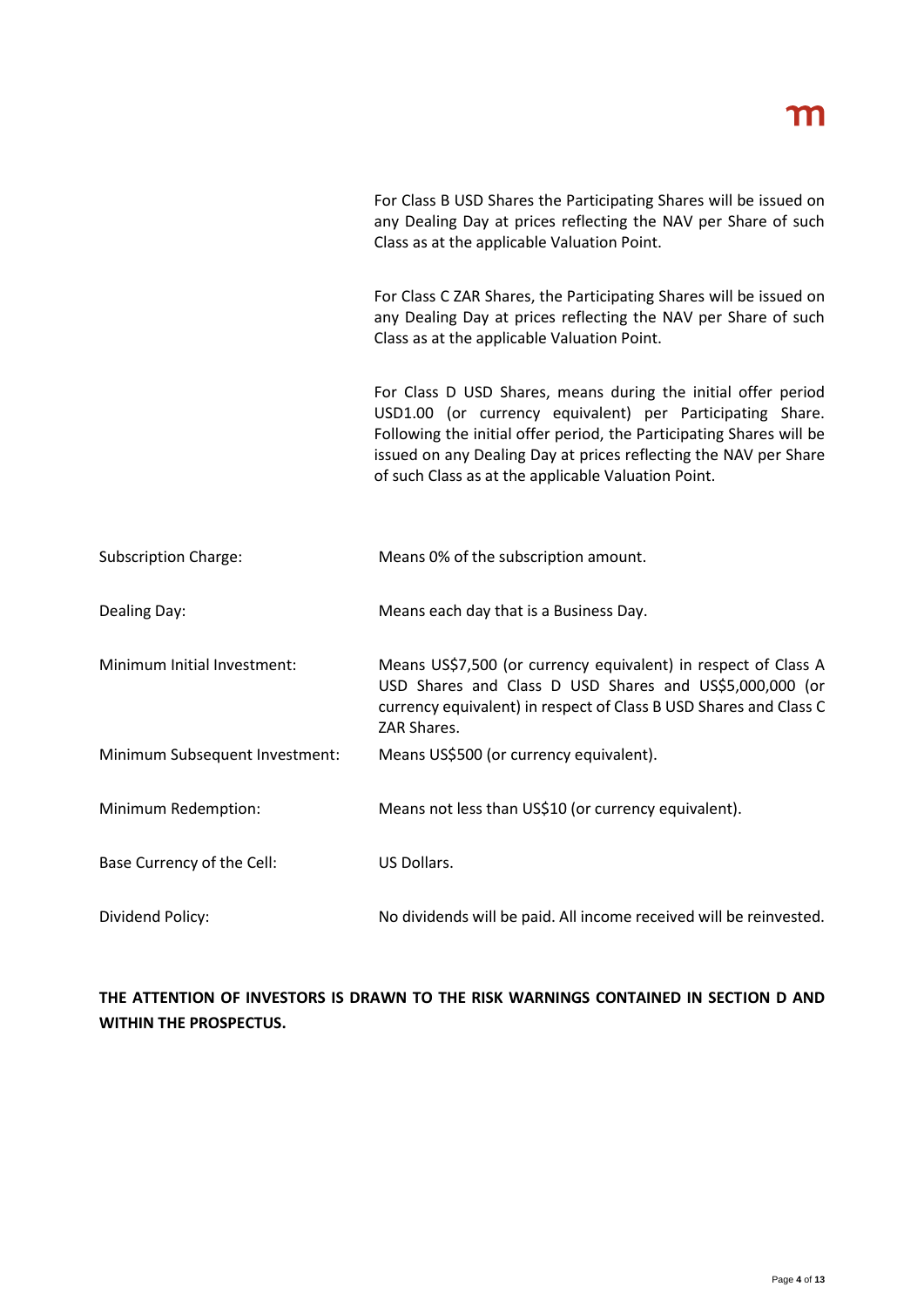For Class B USD Shares the Participating Shares will be issued on any Dealing Day at prices reflecting the NAV per Share of such Class as at the applicable Valuation Point.

For Class C ZAR Shares, the Participating Shares will be issued on any Dealing Day at prices reflecting the NAV per Share of such Class as at the applicable Valuation Point.

For Class D USD Shares, means during the initial offer period USD1.00 (or currency equivalent) per Participating Share. Following the initial offer period, the Participating Shares will be issued on any Dealing Day at prices reflecting the NAV per Share of such Class as at the applicable Valuation Point.

| | |
|---|---|
| Subscription Charge: | Means 0% of the subscription amount. |
| Dealing Day: | Means each day that is a Business Day. |
| Minimum Initial Investment: | Means US$7,500 (or currency equivalent) in respect of Class A USD Shares and Class D USD Shares and US$5,000,000 (or currency equivalent) in respect of Class B USD Shares and Class C ZAR Shares. |
| Minimum Subsequent Investment: | Means US$500 (or currency equivalent). |
| Minimum Redemption: | Means not less than US$10 (or currency equivalent). |
| Base Currency of the Cell: | US Dollars. |
| Dividend Policy: | No dividends will be paid. All income received will be reinvested. |

**THE ATTENTION OF INVESTORS IS DRAWN TO THE RISK WARNINGS CONTAINED IN SECTION D AND WITHIN THE PROSPECTUS.**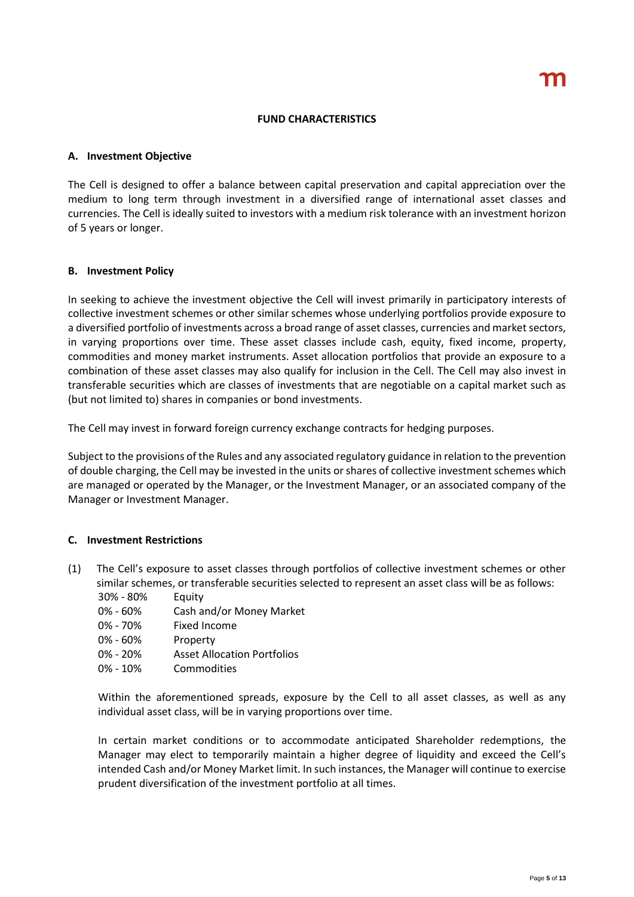## FUND CHARACTERISTICS

### A. Investment Objective

The Cell is designed to offer a balance between capital preservation and capital appreciation over the medium to long term through investment in a diversified range of international asset classes and currencies. The Cell is ideally suited to investors with a medium risk tolerance with an investment horizon of 5 years or longer.

### B. Investment Policy

In seeking to achieve the investment objective the Cell will invest primarily in participatory interests of collective investment schemes or other similar schemes whose underlying portfolios provide exposure to a diversified portfolio of investments across a broad range of asset classes, currencies and market sectors, in varying proportions over time. These asset classes include cash, equity, fixed income, property, commodities and money market instruments. Asset allocation portfolios that provide an exposure to a combination of these asset classes may also qualify for inclusion in the Cell. The Cell may also invest in transferable securities which are classes of investments that are negotiable on a capital market such as (but not limited to) shares in companies or bond investments.

The Cell may invest in forward foreign currency exchange contracts for hedging purposes.

Subject to the provisions of the Rules and any associated regulatory guidance in relation to the prevention of double charging, the Cell may be invested in the units or shares of collective investment schemes which are managed or operated by the Manager, or the Investment Manager, or an associated company of the Manager or Investment Manager.

### C. Investment Restrictions

(1) The Cell's exposure to asset classes through portfolios of collective investment schemes or other similar schemes, or transferable securities selected to represent an asset class will be as follows:

| | |
|---|---|
| 30% - 80% | Equity |
| 0% - 60% | Cash and/or Money Market |
| 0% - 70% | Fixed Income |
| 0% - 60% | Property |
| 0% - 20% | Asset Allocation Portfolios |
| 0% - 10% | Commodities |

Within the aforementioned spreads, exposure by the Cell to all asset classes, as well as any individual asset class, will be in varying proportions over time.

In certain market conditions or to accommodate anticipated Shareholder redemptions, the Manager may elect to temporarily maintain a higher degree of liquidity and exceed the Cell's intended Cash and/or Money Market limit. In such instances, the Manager will continue to exercise prudent diversification of the investment portfolio at all times.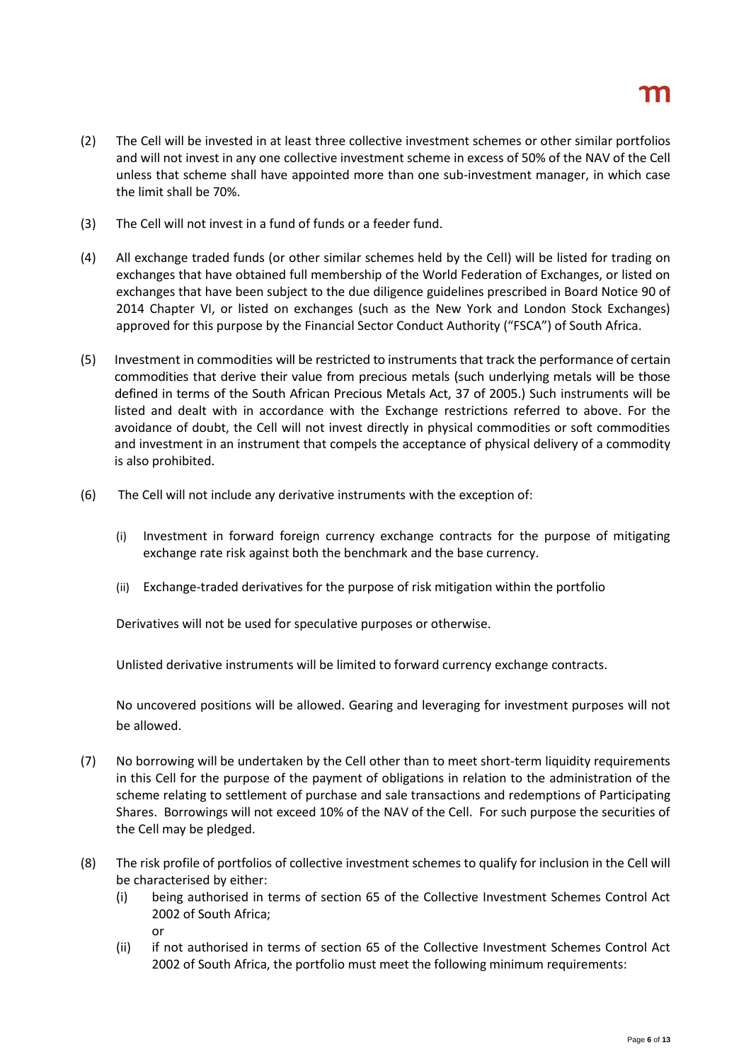(2) The Cell will be invested in at least three collective investment schemes or other similar portfolios and will not invest in any one collective investment scheme in excess of 50% of the NAV of the Cell unless that scheme shall have appointed more than one sub-investment manager, in which case the limit shall be 70%.

(3) The Cell will not invest in a fund of funds or a feeder fund.

(4) All exchange traded funds (or other similar schemes held by the Cell) will be listed for trading on exchanges that have obtained full membership of the World Federation of Exchanges, or listed on exchanges that have been subject to the due diligence guidelines prescribed in Board Notice 90 of 2014 Chapter VI, or listed on exchanges (such as the New York and London Stock Exchanges) approved for this purpose by the Financial Sector Conduct Authority ("FSCA") of South Africa.

(5) Investment in commodities will be restricted to instruments that track the performance of certain commodities that derive their value from precious metals (such underlying metals will be those defined in terms of the South African Precious Metals Act, 37 of 2005.) Such instruments will be listed and dealt with in accordance with the Exchange restrictions referred to above. For the avoidance of doubt, the Cell will not invest directly in physical commodities or soft commodities and investment in an instrument that compels the acceptance of physical delivery of a commodity is also prohibited.

(6) The Cell will not include any derivative instruments with the exception of:

   (i) Investment in forward foreign currency exchange contracts for the purpose of mitigating exchange rate risk against both the benchmark and the base currency.

   (ii) Exchange-traded derivatives for the purpose of risk mitigation within the portfolio

   Derivatives will not be used for speculative purposes or otherwise.

   Unlisted derivative instruments will be limited to forward currency exchange contracts.

   No uncovered positions will be allowed. Gearing and leveraging for investment purposes will not be allowed.

(7) No borrowing will be undertaken by the Cell other than to meet short-term liquidity requirements in this Cell for the purpose of the payment of obligations in relation to the administration of the scheme relating to settlement of purchase and sale transactions and redemptions of Participating Shares. Borrowings will not exceed 10% of the NAV of the Cell. For such purpose the securities of the Cell may be pledged.

(8) The risk profile of portfolios of collective investment schemes to qualify for inclusion in the Cell will be characterised by either:

   (i) being authorised in terms of section 65 of the Collective Investment Schemes Control Act 2002 of South Africa;

   or

   (ii) if not authorised in terms of section 65 of the Collective Investment Schemes Control Act 2002 of South Africa, the portfolio must meet the following minimum requirements: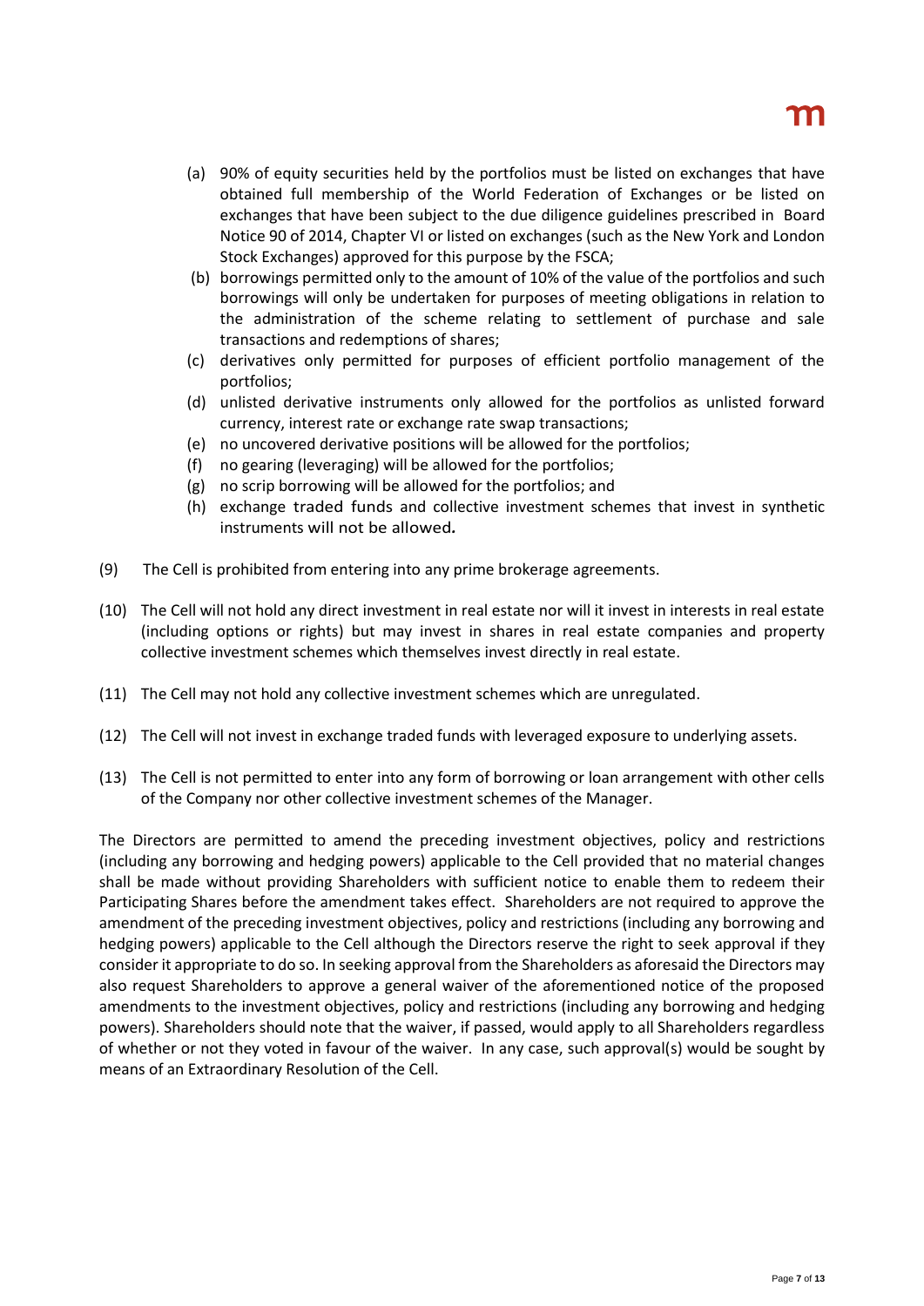(a) 90% of equity securities held by the portfolios must be listed on exchanges that have obtained full membership of the World Federation of Exchanges or be listed on exchanges that have been subject to the due diligence guidelines prescribed in Board Notice 90 of 2014, Chapter VI or listed on exchanges (such as the New York and London Stock Exchanges) approved for this purpose by the FSCA;

(b) borrowings permitted only to the amount of 10% of the value of the portfolios and such borrowings will only be undertaken for purposes of meeting obligations in relation to the administration of the scheme relating to settlement of purchase and sale transactions and redemptions of shares;

(c) derivatives only permitted for purposes of efficient portfolio management of the portfolios;

(d) unlisted derivative instruments only allowed for the portfolios as unlisted forward currency, interest rate or exchange rate swap transactions;

(e) no uncovered derivative positions will be allowed for the portfolios;

(f) no gearing (leveraging) will be allowed for the portfolios;

(g) no scrip borrowing will be allowed for the portfolios; and

(h) exchange traded funds and collective investment schemes that invest in synthetic instruments will not be allowed.

(9) The Cell is prohibited from entering into any prime brokerage agreements.

(10) The Cell will not hold any direct investment in real estate nor will it invest in interests in real estate (including options or rights) but may invest in shares in real estate companies and property collective investment schemes which themselves invest directly in real estate.

(11) The Cell may not hold any collective investment schemes which are unregulated.

(12) The Cell will not invest in exchange traded funds with leveraged exposure to underlying assets.

(13) The Cell is not permitted to enter into any form of borrowing or loan arrangement with other cells of the Company nor other collective investment schemes of the Manager.

The Directors are permitted to amend the preceding investment objectives, policy and restrictions (including any borrowing and hedging powers) applicable to the Cell provided that no material changes shall be made without providing Shareholders with sufficient notice to enable them to redeem their Participating Shares before the amendment takes effect. Shareholders are not required to approve the amendment of the preceding investment objectives, policy and restrictions (including any borrowing and hedging powers) applicable to the Cell although the Directors reserve the right to seek approval if they consider it appropriate to do so. In seeking approval from the Shareholders as aforesaid the Directors may also request Shareholders to approve a general waiver of the aforementioned notice of the proposed amendments to the investment objectives, policy and restrictions (including any borrowing and hedging powers). Shareholders should note that the waiver, if passed, would apply to all Shareholders regardless of whether or not they voted in favour of the waiver. In any case, such approval(s) would be sought by means of an Extraordinary Resolution of the Cell.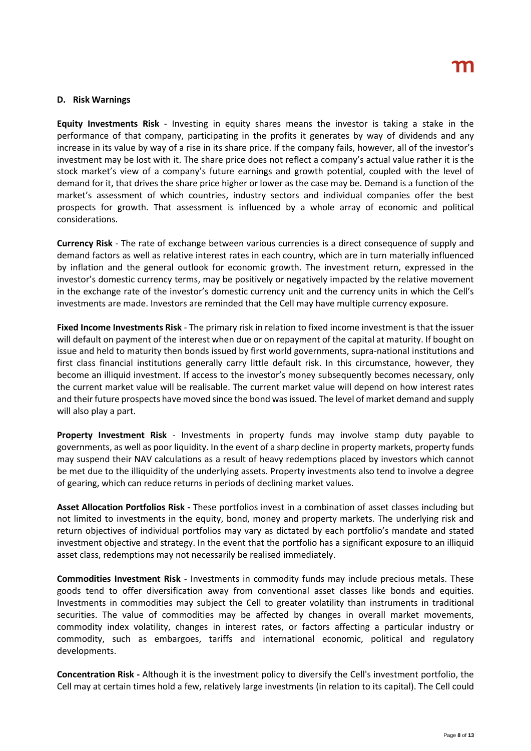### D. Risk Warnings

**Equity Investments Risk** - Investing in equity shares means the investor is taking a stake in the performance of that company, participating in the profits it generates by way of dividends and any increase in its value by way of a rise in its share price. If the company fails, however, all of the investor's investment may be lost with it. The share price does not reflect a company's actual value rather it is the stock market's view of a company's future earnings and growth potential, coupled with the level of demand for it, that drives the share price higher or lower as the case may be. Demand is a function of the market's assessment of which countries, industry sectors and individual companies offer the best prospects for growth. That assessment is influenced by a whole array of economic and political considerations.

**Currency Risk** - The rate of exchange between various currencies is a direct consequence of supply and demand factors as well as relative interest rates in each country, which are in turn materially influenced by inflation and the general outlook for economic growth. The investment return, expressed in the investor's domestic currency terms, may be positively or negatively impacted by the relative movement in the exchange rate of the investor's domestic currency unit and the currency units in which the Cell's investments are made. Investors are reminded that the Cell may have multiple currency exposure.

**Fixed Income Investments Risk** - The primary risk in relation to fixed income investment is that the issuer will default on payment of the interest when due or on repayment of the capital at maturity. If bought on issue and held to maturity then bonds issued by first world governments, supra-national institutions and first class financial institutions generally carry little default risk. In this circumstance, however, they become an illiquid investment. If access to the investor's money subsequently becomes necessary, only the current market value will be realisable. The current market value will depend on how interest rates and their future prospects have moved since the bond was issued. The level of market demand and supply will also play a part.

**Property Investment Risk** - Investments in property funds may involve stamp duty payable to governments, as well as poor liquidity. In the event of a sharp decline in property markets, property funds may suspend their NAV calculations as a result of heavy redemptions placed by investors which cannot be met due to the illiquidity of the underlying assets. Property investments also tend to involve a degree of gearing, which can reduce returns in periods of declining market values.

**Asset Allocation Portfolios Risk -** These portfolios invest in a combination of asset classes including but not limited to investments in the equity, bond, money and property markets. The underlying risk and return objectives of individual portfolios may vary as dictated by each portfolio's mandate and stated investment objective and strategy. In the event that the portfolio has a significant exposure to an illiquid asset class, redemptions may not necessarily be realised immediately.

**Commodities Investment Risk** - Investments in commodity funds may include precious metals. These goods tend to offer diversification away from conventional asset classes like bonds and equities. Investments in commodities may subject the Cell to greater volatility than instruments in traditional securities. The value of commodities may be affected by changes in overall market movements, commodity index volatility, changes in interest rates, or factors affecting a particular industry or commodity, such as embargoes, tariffs and international economic, political and regulatory developments.

**Concentration Risk -** Although it is the investment policy to diversify the Cell's investment portfolio, the Cell may at certain times hold a few, relatively large investments (in relation to its capital). The Cell could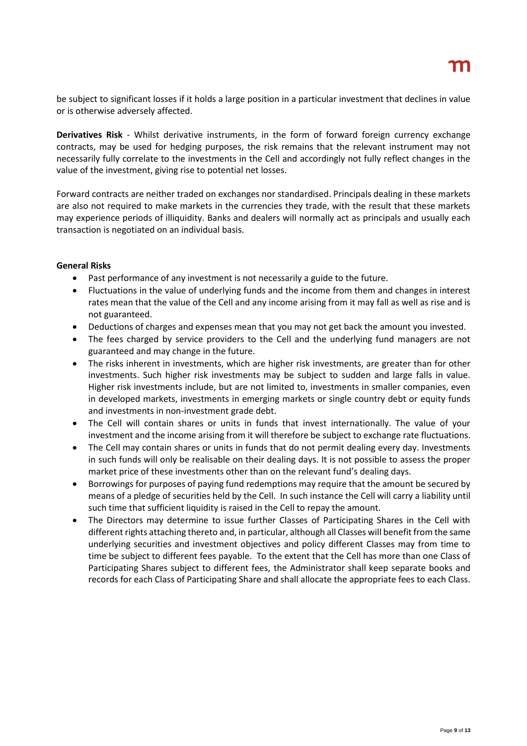be subject to significant losses if it holds a large position in a particular investment that declines in value or is otherwise adversely affected.

**Derivatives Risk** - Whilst derivative instruments, in the form of forward foreign currency exchange contracts, may be used for hedging purposes, the risk remains that the relevant instrument may not necessarily fully correlate to the investments in the Cell and accordingly not fully reflect changes in the value of the investment, giving rise to potential net losses.

Forward contracts are neither traded on exchanges nor standardised. Principals dealing in these markets are also not required to make markets in the currencies they trade, with the result that these markets may experience periods of illiquidity. Banks and dealers will normally act as principals and usually each transaction is negotiated on an individual basis.

**General Risks**

- Past performance of any investment is not necessarily a guide to the future.
- Fluctuations in the value of underlying funds and the income from them and changes in interest rates mean that the value of the Cell and any income arising from it may fall as well as rise and is not guaranteed.
- Deductions of charges and expenses mean that you may not get back the amount you invested.
- The fees charged by service providers to the Cell and the underlying fund managers are not guaranteed and may change in the future.
- The risks inherent in investments, which are higher risk investments, are greater than for other investments. Such higher risk investments may be subject to sudden and large falls in value. Higher risk investments include, but are not limited to, investments in smaller companies, even in developed markets, investments in emerging markets or single country debt or equity funds and investments in non-investment grade debt.
- The Cell will contain shares or units in funds that invest internationally. The value of your investment and the income arising from it will therefore be subject to exchange rate fluctuations.
- The Cell may contain shares or units in funds that do not permit dealing every day. Investments in such funds will only be realisable on their dealing days. It is not possible to assess the proper market price of these investments other than on the relevant fund's dealing days.
- Borrowings for purposes of paying fund redemptions may require that the amount be secured by means of a pledge of securities held by the Cell. In such instance the Cell will carry a liability until such time that sufficient liquidity is raised in the Cell to repay the amount.
- The Directors may determine to issue further Classes of Participating Shares in the Cell with different rights attaching thereto and, in particular, although all Classes will benefit from the same underlying securities and investment objectives and policy different Classes may from time to time be subject to different fees payable. To the extent that the Cell has more than one Class of Participating Shares subject to different fees, the Administrator shall keep separate books and records for each Class of Participating Share and shall allocate the appropriate fees to each Class.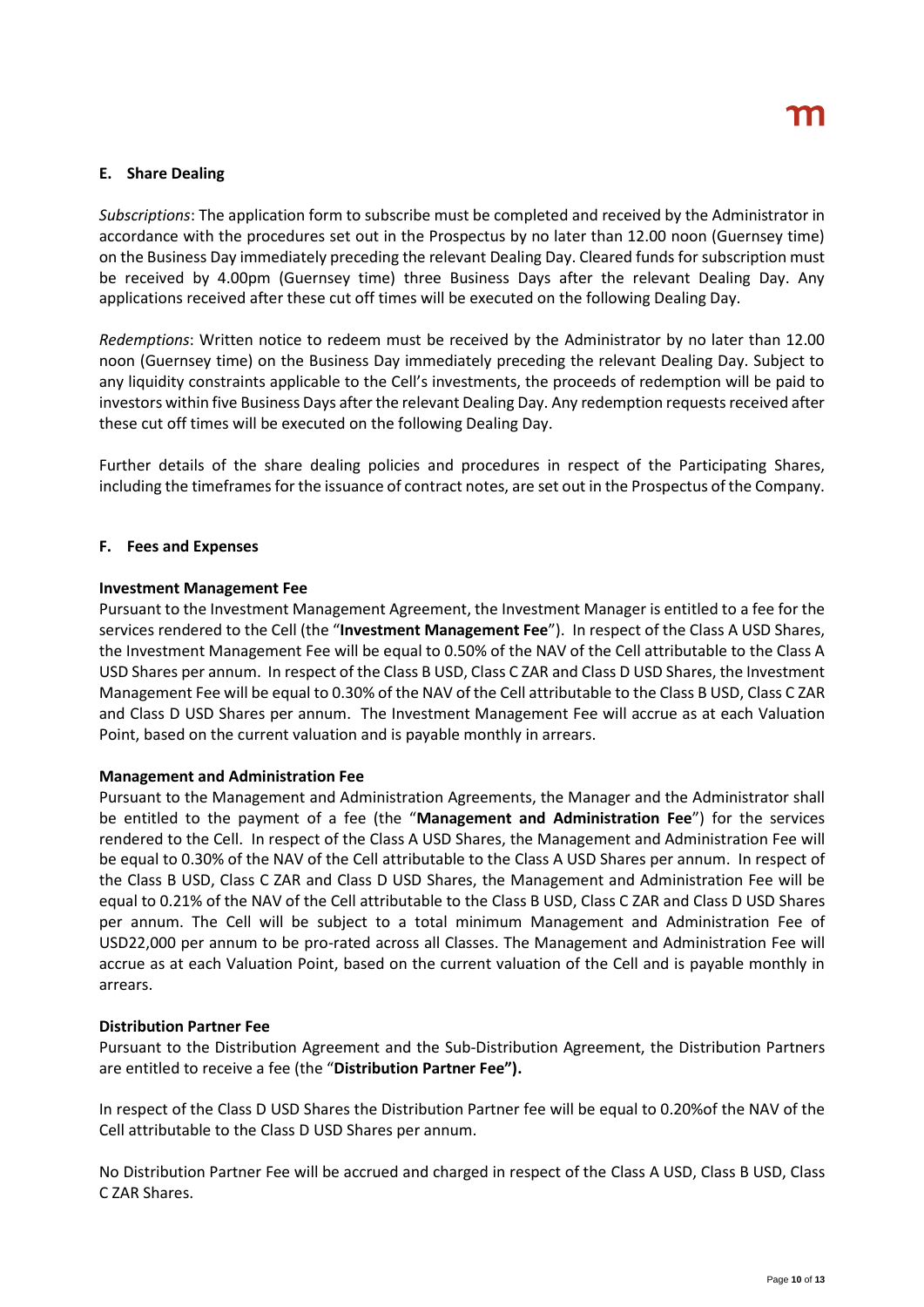### E. Share Dealing

*Subscriptions*: The application form to subscribe must be completed and received by the Administrator in accordance with the procedures set out in the Prospectus by no later than 12.00 noon (Guernsey time) on the Business Day immediately preceding the relevant Dealing Day. Cleared funds for subscription must be received by 4.00pm (Guernsey time) three Business Days after the relevant Dealing Day. Any applications received after these cut off times will be executed on the following Dealing Day.

*Redemptions*: Written notice to redeem must be received by the Administrator by no later than 12.00 noon (Guernsey time) on the Business Day immediately preceding the relevant Dealing Day. Subject to any liquidity constraints applicable to the Cell's investments, the proceeds of redemption will be paid to investors within five Business Days after the relevant Dealing Day. Any redemption requests received after these cut off times will be executed on the following Dealing Day.

Further details of the share dealing policies and procedures in respect of the Participating Shares, including the timeframes for the issuance of contract notes, are set out in the Prospectus of the Company.

### F. Fees and Expenses

**Investment Management Fee**

Pursuant to the Investment Management Agreement, the Investment Manager is entitled to a fee for the services rendered to the Cell (the "**Investment Management Fee**"). In respect of the Class A USD Shares, the Investment Management Fee will be equal to 0.50% of the NAV of the Cell attributable to the Class A USD Shares per annum. In respect of the Class B USD, Class C ZAR and Class D USD Shares, the Investment Management Fee will be equal to 0.30% of the NAV of the Cell attributable to the Class B USD, Class C ZAR and Class D USD Shares per annum. The Investment Management Fee will accrue as at each Valuation Point, based on the current valuation and is payable monthly in arrears.

**Management and Administration Fee**

Pursuant to the Management and Administration Agreements, the Manager and the Administrator shall be entitled to the payment of a fee (the "**Management and Administration Fee**") for the services rendered to the Cell. In respect of the Class A USD Shares, the Management and Administration Fee will be equal to 0.30% of the NAV of the Cell attributable to the Class A USD Shares per annum. In respect of the Class B USD, Class C ZAR and Class D USD Shares, the Management and Administration Fee will be equal to 0.21% of the NAV of the Cell attributable to the Class B USD, Class C ZAR and Class D USD Shares per annum. The Cell will be subject to a total minimum Management and Administration Fee of USD22,000 per annum to be pro-rated across all Classes. The Management and Administration Fee will accrue as at each Valuation Point, based on the current valuation of the Cell and is payable monthly in arrears.

**Distribution Partner Fee**

Pursuant to the Distribution Agreement and the Sub-Distribution Agreement, the Distribution Partners are entitled to receive a fee (the "**Distribution Partner Fee").**

In respect of the Class D USD Shares the Distribution Partner fee will be equal to 0.20%of the NAV of the Cell attributable to the Class D USD Shares per annum.

No Distribution Partner Fee will be accrued and charged in respect of the Class A USD, Class B USD, Class C ZAR Shares.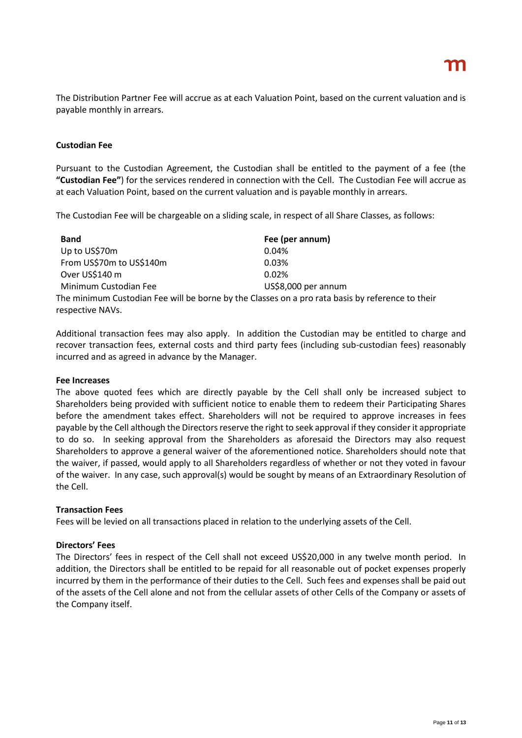The Distribution Partner Fee will accrue as at each Valuation Point, based on the current valuation and is payable monthly in arrears.

**Custodian Fee**

Pursuant to the Custodian Agreement, the Custodian shall be entitled to the payment of a fee (the **"Custodian Fee"**) for the services rendered in connection with the Cell. The Custodian Fee will accrue as at each Valuation Point, based on the current valuation and is payable monthly in arrears.

The Custodian Fee will be chargeable on a sliding scale, in respect of all Share Classes, as follows:

| **Band** | **Fee (per annum)** |
|---|---|
| Up to US$70m | 0.04% |
| From US$70m to US$140m | 0.03% |
| Over US$140 m | 0.02% |
| Minimum Custodian Fee | US$8,000 per annum |

The minimum Custodian Fee will be borne by the Classes on a pro rata basis by reference to their respective NAVs.

Additional transaction fees may also apply. In addition the Custodian may be entitled to charge and recover transaction fees, external costs and third party fees (including sub-custodian fees) reasonably incurred and as agreed in advance by the Manager.

**Fee Increases**

The above quoted fees which are directly payable by the Cell shall only be increased subject to Shareholders being provided with sufficient notice to enable them to redeem their Participating Shares before the amendment takes effect. Shareholders will not be required to approve increases in fees payable by the Cell although the Directors reserve the right to seek approval if they consider it appropriate to do so. In seeking approval from the Shareholders as aforesaid the Directors may also request Shareholders to approve a general waiver of the aforementioned notice. Shareholders should note that the waiver, if passed, would apply to all Shareholders regardless of whether or not they voted in favour of the waiver. In any case, such approval(s) would be sought by means of an Extraordinary Resolution of the Cell.

**Transaction Fees**

Fees will be levied on all transactions placed in relation to the underlying assets of the Cell.

**Directors' Fees**

The Directors' fees in respect of the Cell shall not exceed US$20,000 in any twelve month period. In addition, the Directors shall be entitled to be repaid for all reasonable out of pocket expenses properly incurred by them in the performance of their duties to the Cell. Such fees and expenses shall be paid out of the assets of the Cell alone and not from the cellular assets of other Cells of the Company or assets of the Company itself.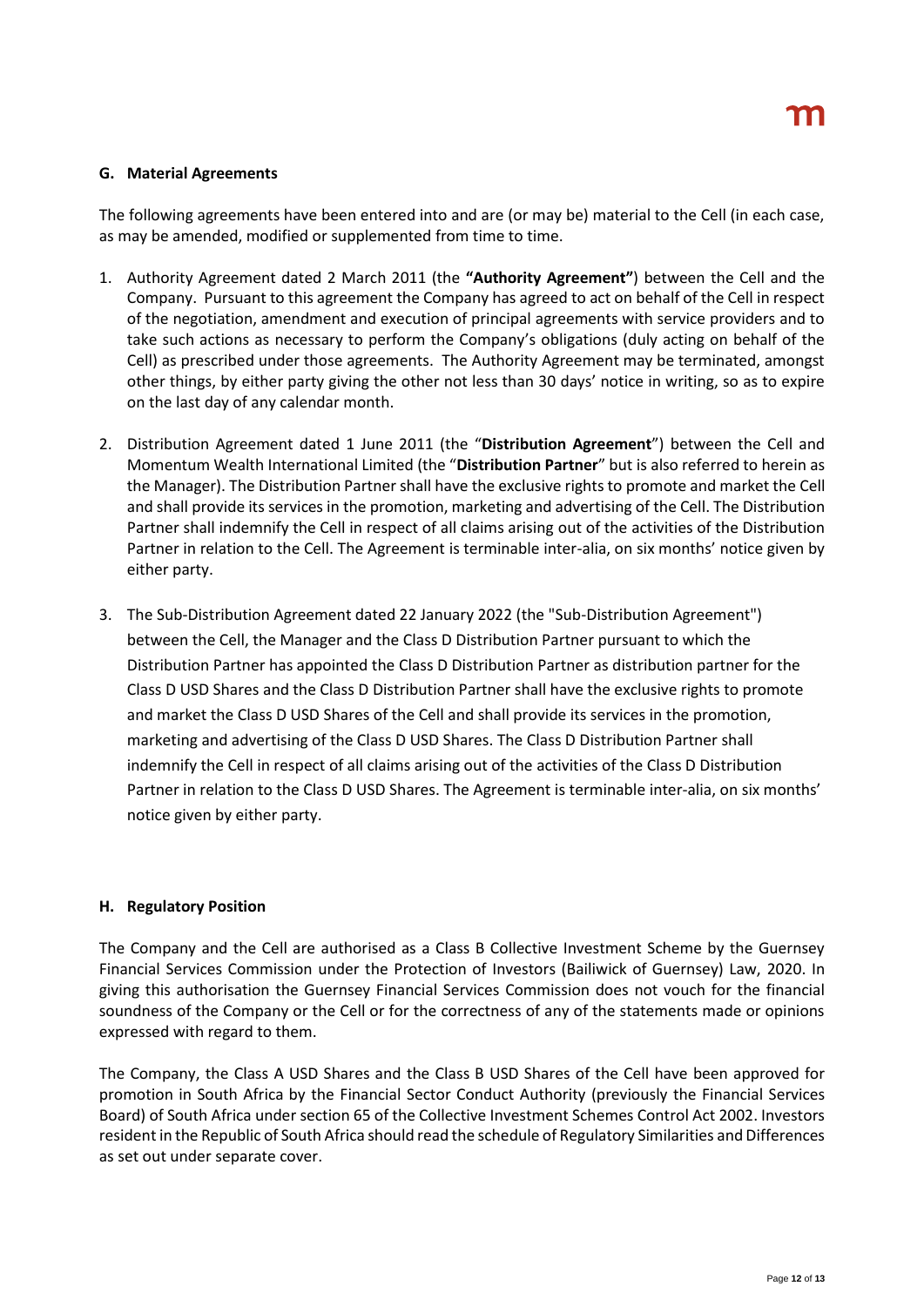## G. Material Agreements

The following agreements have been entered into and are (or may be) material to the Cell (in each case, as may be amended, modified or supplemented from time to time.

1. Authority Agreement dated 2 March 2011 (the **"Authority Agreement"**) between the Cell and the Company. Pursuant to this agreement the Company has agreed to act on behalf of the Cell in respect of the negotiation, amendment and execution of principal agreements with service providers and to take such actions as necessary to perform the Company's obligations (duly acting on behalf of the Cell) as prescribed under those agreements. The Authority Agreement may be terminated, amongst other things, by either party giving the other not less than 30 days' notice in writing, so as to expire on the last day of any calendar month.

2. Distribution Agreement dated 1 June 2011 (the "**Distribution Agreement**") between the Cell and Momentum Wealth International Limited (the "**Distribution Partner**" but is also referred to herein as the Manager). The Distribution Partner shall have the exclusive rights to promote and market the Cell and shall provide its services in the promotion, marketing and advertising of the Cell. The Distribution Partner shall indemnify the Cell in respect of all claims arising out of the activities of the Distribution Partner in relation to the Cell. The Agreement is terminable inter-alia, on six months' notice given by either party.

3. The Sub-Distribution Agreement dated 22 January 2022 (the "Sub-Distribution Agreement") between the Cell, the Manager and the Class D Distribution Partner pursuant to which the Distribution Partner has appointed the Class D Distribution Partner as distribution partner for the Class D USD Shares and the Class D Distribution Partner shall have the exclusive rights to promote and market the Class D USD Shares of the Cell and shall provide its services in the promotion, marketing and advertising of the Class D USD Shares. The Class D Distribution Partner shall indemnify the Cell in respect of all claims arising out of the activities of the Class D Distribution Partner in relation to the Class D USD Shares. The Agreement is terminable inter-alia, on six months' notice given by either party.

## H. Regulatory Position

The Company and the Cell are authorised as a Class B Collective Investment Scheme by the Guernsey Financial Services Commission under the Protection of Investors (Bailiwick of Guernsey) Law, 2020. In giving this authorisation the Guernsey Financial Services Commission does not vouch for the financial soundness of the Company or the Cell or for the correctness of any of the statements made or opinions expressed with regard to them.

The Company, the Class A USD Shares and the Class B USD Shares of the Cell have been approved for promotion in South Africa by the Financial Sector Conduct Authority (previously the Financial Services Board) of South Africa under section 65 of the Collective Investment Schemes Control Act 2002. Investors resident in the Republic of South Africa should read the schedule of Regulatory Similarities and Differences as set out under separate cover.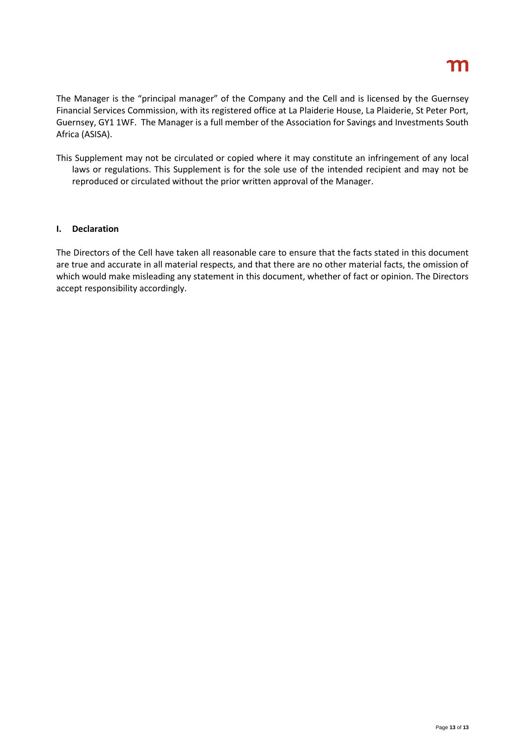The Manager is the "principal manager" of the Company and the Cell and is licensed by the Guernsey Financial Services Commission, with its registered office at La Plaiderie House, La Plaiderie, St Peter Port, Guernsey, GY1 1WF. The Manager is a full member of the Association for Savings and Investments South Africa (ASISA).

This Supplement may not be circulated or copied where it may constitute an infringement of any local laws or regulations. This Supplement is for the sole use of the intended recipient and may not be reproduced or circulated without the prior written approval of the Manager.

**I. Declaration**

The Directors of the Cell have taken all reasonable care to ensure that the facts stated in this document are true and accurate in all material respects, and that there are no other material facts, the omission of which would make misleading any statement in this document, whether of fact or opinion. The Directors accept responsibility accordingly.